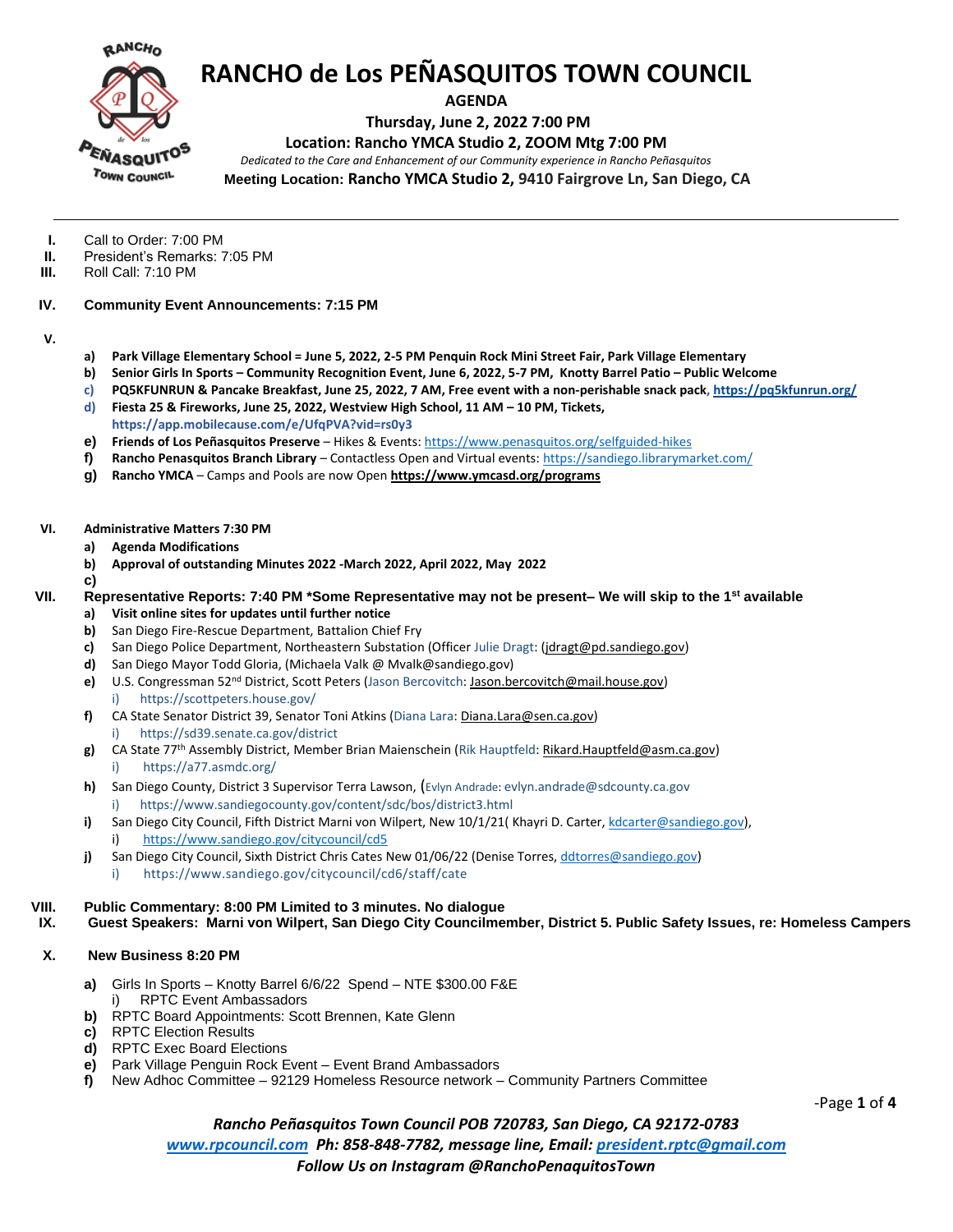# RANCHO de Los PEÑASQUITOS TOWN COUNCIL

**AGENDA**

**Thursday, June 2, 2022 7:00 PM**

**Location: Rancho YMCA Studio 2, ZOOM Mtg 7:00 PM**

*Dedicated to the Care and Enhancement of our Community experience in Rancho Peñasquitos*

**Meeting Location: Rancho YMCA Studio 2, 9410 Fairgrove Ln, San Diego, CA**

---

I. Call to Order: 7:00 PM
II. President's Remarks: 7:05 PM
III. Roll Call: 7:10 PM

IV. **Community Event Announcements: 7:15 PM**

V.
- a) **Park Village Elementary School = June 5, 2022, 2-5 PM Penquin Rock Mini Street Fair, Park Village Elementary**
- b) **Senior Girls In Sports – Community Recognition Event, June 6, 2022, 5-7 PM, Knotty Barrel Patio – Public Welcome**
- c) **PQ5KFUNRUN & Pancake Breakfast, June 25, 2022, 7 AM, Free event with a non-perishable snack pack, https://pq5kfunrun.org/**
- d) **Fiesta 25 & Fireworks, June 25, 2022, Westview High School, 11 AM – 10 PM, Tickets, https://app.mobilecause.com/e/UfqPVA?vid=rs0y3**
- e) **Friends of Los Peñasquitos Preserve** – Hikes & Events: https://www.penasquitos.org/selfguided-hikes
- f) **Rancho Penasquitos Branch Library** – Contactless Open and Virtual events: https://sandiego.librarymarket.com/
- g) **Rancho YMCA** – Camps and Pools are now Open **https://www.ymcasd.org/programs**

VI. **Administrative Matters 7:30 PM**
- a) **Agenda Modifications**
- b) **Approval of outstanding Minutes 2022 -March 2022, April 2022, May 2022**
- c)

VII. **Representative Reports: 7:40 PM \*Some Representative may not be present– We will skip to the 1st available**
- a) **Visit online sites for updates until further notice**
- b) San Diego Fire-Rescue Department, Battalion Chief Fry
- c) San Diego Police Department, Northeastern Substation (Officer Julie Dragt: (jdragt@pd.sandiego.gov)
- d) San Diego Mayor Todd Gloria, (Michaela Valk @ Mvalk@sandiego.gov)
- e) U.S. Congressman 52nd District, Scott Peters (Jason Bercovitch: Jason.bercovitch@mail.house.gov)
  - i) https://scottpeters.house.gov/
- f) CA State Senator District 39, Senator Toni Atkins (Diana Lara: Diana.Lara@sen.ca.gov)
  - i) https://sd39.senate.ca.gov/district
- g) CA State 77th Assembly District, Member Brian Maienschein (Rik Hauptfeld: Rikard.Hauptfeld@asm.ca.gov)
  - i) https://a77.asmdc.org/
- h) San Diego County, District 3 Supervisor Terra Lawson, (Evlyn Andrade: evlyn.andrade@sdcounty.ca.gov
  - i) https://www.sandiegocounty.gov/content/sdc/bos/district3.html
- i) San Diego City Council, Fifth District Marni von Wilpert, New 10/1/21( Khayri D. Carter, kdcarter@sandiego.gov),
  - i) https://www.sandiego.gov/citycouncil/cd5
- j) San Diego City Council, Sixth District Chris Cates New 01/06/22 (Denise Torres, ddtorres@sandiego.gov)
  - i) https://www.sandiego.gov/citycouncil/cd6/staff/cate

VIII. **Public Commentary: 8:00 PM Limited to 3 minutes. No dialogue**

IX. **Guest Speakers: Marni von Wilpert, San Diego City Councilmember, District 5. Public Safety Issues, re: Homeless Campers**

X. **New Business 8:20 PM**
- a) Girls In Sports – Knotty Barrel 6/6/22 Spend – NTE $300.00 F&E
  - i) RPTC Event Ambassadors
- b) RPTC Board Appointments: Scott Brennen, Kate Glenn
- c) RPTC Election Results
- d) RPTC Exec Board Elections
- e) Park Village Penguin Rock Event – Event Brand Ambassadors
- f) New Adhoc Committee – 92129 Homeless Resource network – Community Partners Committee

*Rancho Peñasquitos Town Council POB 720783, San Diego, CA 92172-0783*
*www.rpcouncil.com Ph: 858-848-7782, message line, Email: president.rptc@gmail.com*
*Follow Us on Instagram @RanchoPenaquitosTown*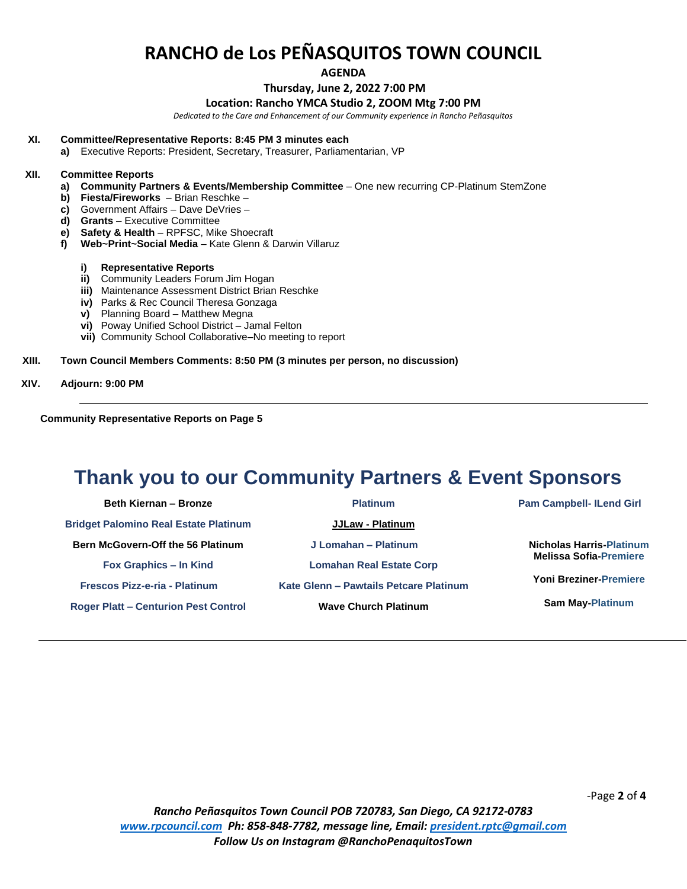# RANCHO de Los PEÑASQUITOS TOWN COUNCIL

**AGENDA**

**Thursday, June 2, 2022 7:00 PM**

**Location: Rancho YMCA Studio 2, ZOOM Mtg 7:00 PM**

*Dedicated to the Care and Enhancement of our Community experience in Rancho Peñasquitos*

**XI. Committee/Representative Reports: 8:45 PM 3 minutes each**

- **a)** Executive Reports: President, Secretary, Treasurer, Parliamentarian, VP

**XII. Committee Reports**

- **a) Community Partners & Events/Membership Committee** – One new recurring CP-Platinum StemZone
- **b) Fiesta/Fireworks** – Brian Reschke –
- **c)** Government Affairs – Dave DeVries –
- **d) Grants** – Executive Committee
- **e) Safety & Health** – RPFSC, Mike Shoecraft
- **f) Web~Print~Social Media** – Kate Glenn & Darwin Villaruz

  - **i) Representative Reports**
  - **ii)** Community Leaders Forum Jim Hogan
  - **iii)** Maintenance Assessment District Brian Reschke
  - **iv)** Parks & Rec Council Theresa Gonzaga
  - **v)** Planning Board – Matthew Megna
  - **vi)** Poway Unified School District – Jamal Felton
  - **vii)** Community School Collaborative–No meeting to report

**XIII. Town Council Members Comments: 8:50 PM (3 minutes per person, no discussion)**

**XIV. Adjourn: 9:00 PM**

---

**Community Representative Reports on Page 5**

## Thank you to our Community Partners & Event Sponsors

**Beth Kiernan – Bronze**

**Bridget Palomino Real Estate Platinum**

**Bern McGovern-Off the 56 Platinum**

**Fox Graphics – In Kind**

**Frescos Pizz-e-ria - Platinum**

**Roger Platt – Centurion Pest Control**

**Platinum**

**JJLaw - Platinum**

**J Lomahan – Platinum**

**Lomahan Real Estate Corp**

**Kate Glenn – Pawtails Petcare Platinum**

**Wave Church Platinum**

**Pam Campbell- ILend Girl**

**Nicholas Harris-Platinum**

**Melissa Sofia-Premiere**

**Yoni Breziner-Premiere**

**Sam May-Platinum**

---

*Rancho Peñasquitos Town Council POB 720783, San Diego, CA 92172-0783*

*[www.rpcouncil.com](http://www.rpcouncil.com) Ph: 858-848-7782, message line, Email: [president.rptc@gmail.com](mailto:president.rptc@gmail.com)*

*Follow Us on Instagram @RanchoPenaquitosTown*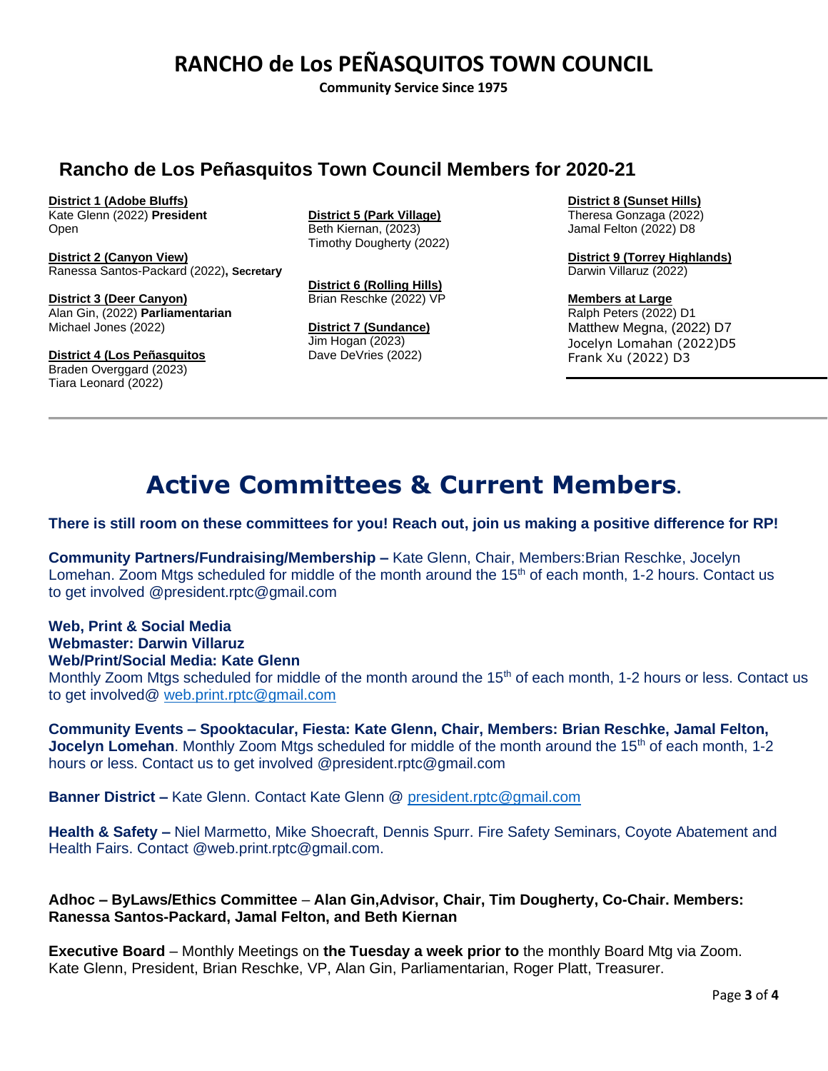# RANCHO de Los PEÑASQUITOS TOWN COUNCIL

**Community Service Since 1975**

## Rancho de Los Peñasquitos Town Council Members for 2020-21

**District 1 (Adobe Bluffs)**
Kate Glenn (2022) **President**
Open

**District 2 (Canyon View)**
Ranessa Santos-Packard (2022)**, Secretary**

**District 3 (Deer Canyon)**
Alan Gin, (2022) **Parliamentarian**
Michael Jones (2022)

**District 4 (Los Peñasquitos**
Braden Overggard (2023)
Tiara Leonard (2022)

**District 5 (Park Village)**
Beth Kiernan, (2023)
Timothy Dougherty (2022)

**District 6 (Rolling Hills)**
Brian Reschke (2022) VP

**District 7 (Sundance)**
Jim Hogan (2023)
Dave DeVries (2022)

**District 8 (Sunset Hills)**
Theresa Gonzaga (2022)
Jamal Felton (2022) D8

**District 9 (Torrey Highlands)**
Darwin Villaruz (2022)

**Members at Large**
Ralph Peters (2022) D1
Matthew Megna, (2022) D7
Jocelyn Lomahan (2022)D5
Frank Xu (2022) D3

---

# Active Committees & Current Members.

**There is still room on these committees for you! Reach out, join us making a positive difference for RP!**

**Community Partners/Fundraising/Membership –** Kate Glenn, Chair, Members:Brian Reschke, Jocelyn Lomehan. Zoom Mtgs scheduled for middle of the month around the 15th of each month, 1-2 hours. Contact us to get involved @president.rptc@gmail.com

**Web, Print & Social Media**
**Webmaster: Darwin Villaruz**
**Web/Print/Social Media: Kate Glenn**
Monthly Zoom Mtgs scheduled for middle of the month around the 15th of each month, 1-2 hours or less. Contact us to get involved@ web.print.rptc@gmail.com

**Community Events – Spooktacular, Fiesta: Kate Glenn, Chair, Members: Brian Reschke, Jamal Felton, Jocelyn Lomehan**. Monthly Zoom Mtgs scheduled for middle of the month around the 15th of each month, 1-2 hours or less. Contact us to get involved @president.rptc@gmail.com

**Banner District –** Kate Glenn. Contact Kate Glenn @ president.rptc@gmail.com

**Health & Safety –** Niel Marmetto, Mike Shoecraft, Dennis Spurr. Fire Safety Seminars, Coyote Abatement and Health Fairs. Contact @web.print.rptc@gmail.com.

**Adhoc – ByLaws/Ethics Committee** – **Alan Gin,Advisor, Chair, Tim Dougherty, Co-Chair. Members: Ranessa Santos-Packard, Jamal Felton, and Beth Kiernan**

**Executive Board** – Monthly Meetings on **the Tuesday a week prior to** the monthly Board Mtg via Zoom. Kate Glenn, President, Brian Reschke, VP, Alan Gin, Parliamentarian, Roger Platt, Treasurer.